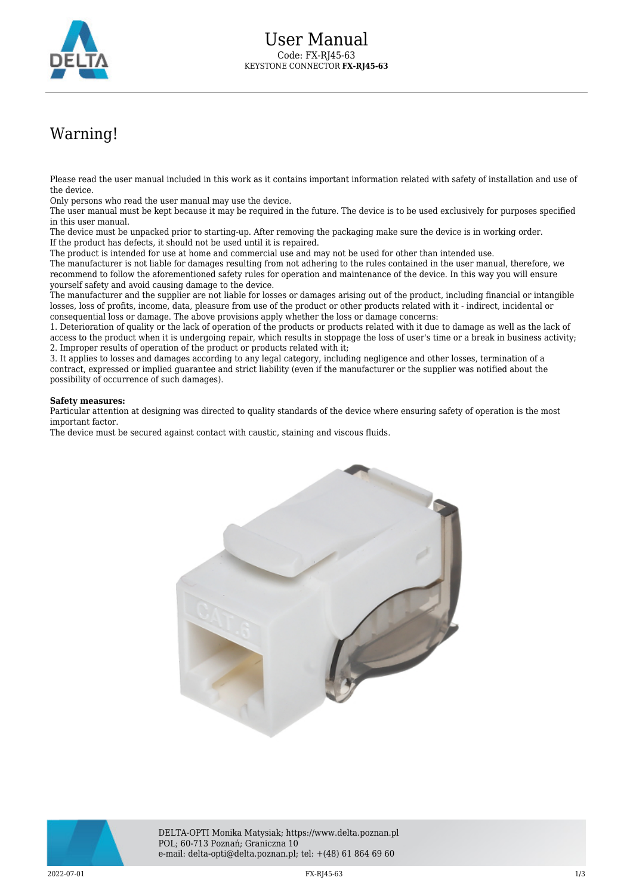# User Manual

Code: FX-RJ45-63
KEYSTONE CONNECTOR **FX-RJ45-63**

## Warning!

Please read the user manual included in this work as it contains important information related with safety of installation and use of the device.
Only persons who read the user manual may use the device.
The user manual must be kept because it may be required in the future. The device is to be used exclusively for purposes specified in this user manual.
The device must be unpacked prior to starting-up. After removing the packaging make sure the device is in working order.
If the product has defects, it should not be used until it is repaired.
The product is intended for use at home and commercial use and may not be used for other than intended use.
The manufacturer is not liable for damages resulting from not adhering to the rules contained in the user manual, therefore, we recommend to follow the aforementioned safety rules for operation and maintenance of the device. In this way you will ensure yourself safety and avoid causing damage to the device.
The manufacturer and the supplier are not liable for losses or damages arising out of the product, including financial or intangible losses, loss of profits, income, data, pleasure from use of the product or other products related with it - indirect, incidental or consequential loss or damage. The above provisions apply whether the loss or damage concerns:
1. Deterioration of quality or the lack of operation of the products or products related with it due to damage as well as the lack of access to the product when it is undergoing repair, which results in stoppage the loss of user's time or a break in business activity;
2. Improper results of operation of the product or products related with it;
3. It applies to losses and damages according to any legal category, including negligence and other losses, termination of a contract, expressed or implied guarantee and strict liability (even if the manufacturer or the supplier was notified about the possibility of occurrence of such damages).

**Safety measures:**
Particular attention at designing was directed to quality standards of the device where ensuring safety of operation is the most important factor.
The device must be secured against contact with caustic, staining and viscous fluids.

DELTA-OPTI Monika Matysiak; https://www.delta.poznan.pl
POL; 60-713 Poznań; Graniczna 10
e-mail: delta-opti@delta.poznan.pl; tel: +(48) 61 864 69 60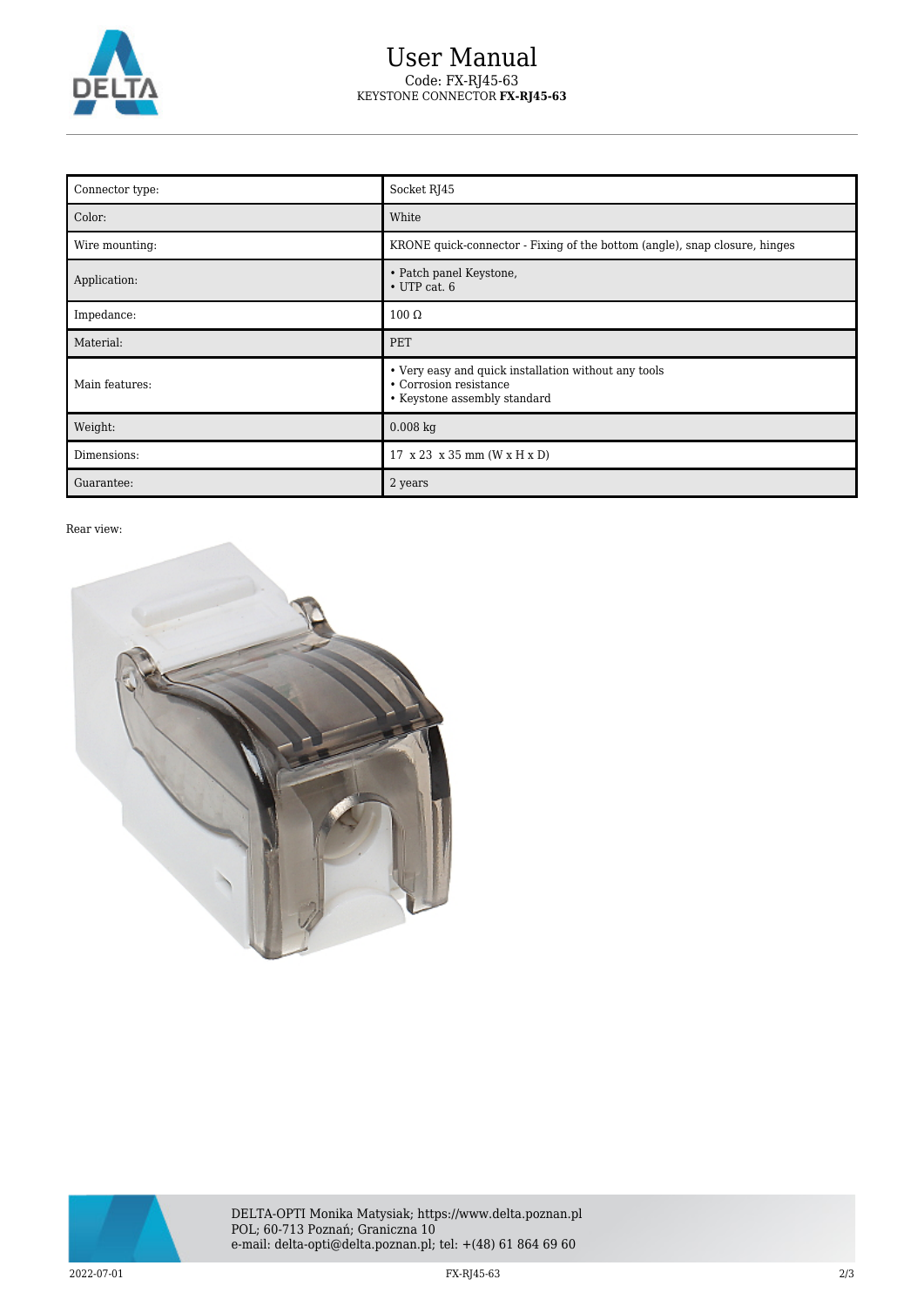# User Manual

Code: FX-RJ45-63

KEYSTONE CONNECTOR **FX-RJ45-63**

| | |
|---|---|
| Connector type: | Socket RJ45 |
| Color: | White |
| Wire mounting: | KRONE quick-connector - Fixing of the bottom (angle), snap closure, hinges |
| Application: | • Patch panel Keystone,<br>• UTP cat. 6 |
| Impedance: | 100 Ω |
| Material: | PET |
| Main features: | • Very easy and quick installation without any tools<br>• Corrosion resistance<br>• Keystone assembly standard |
| Weight: | 0.008 kg |
| Dimensions: | 17 x 23 x 35 mm (W x H x D) |
| Guarantee: | 2 years |

Rear view:

DELTA-OPTI Monika Matysiak; https://www.delta.poznan.pl
POL; 60-713 Poznań; Graniczna 10
e-mail: delta-opti@delta.poznan.pl; tel: +(48) 61 864 69 60